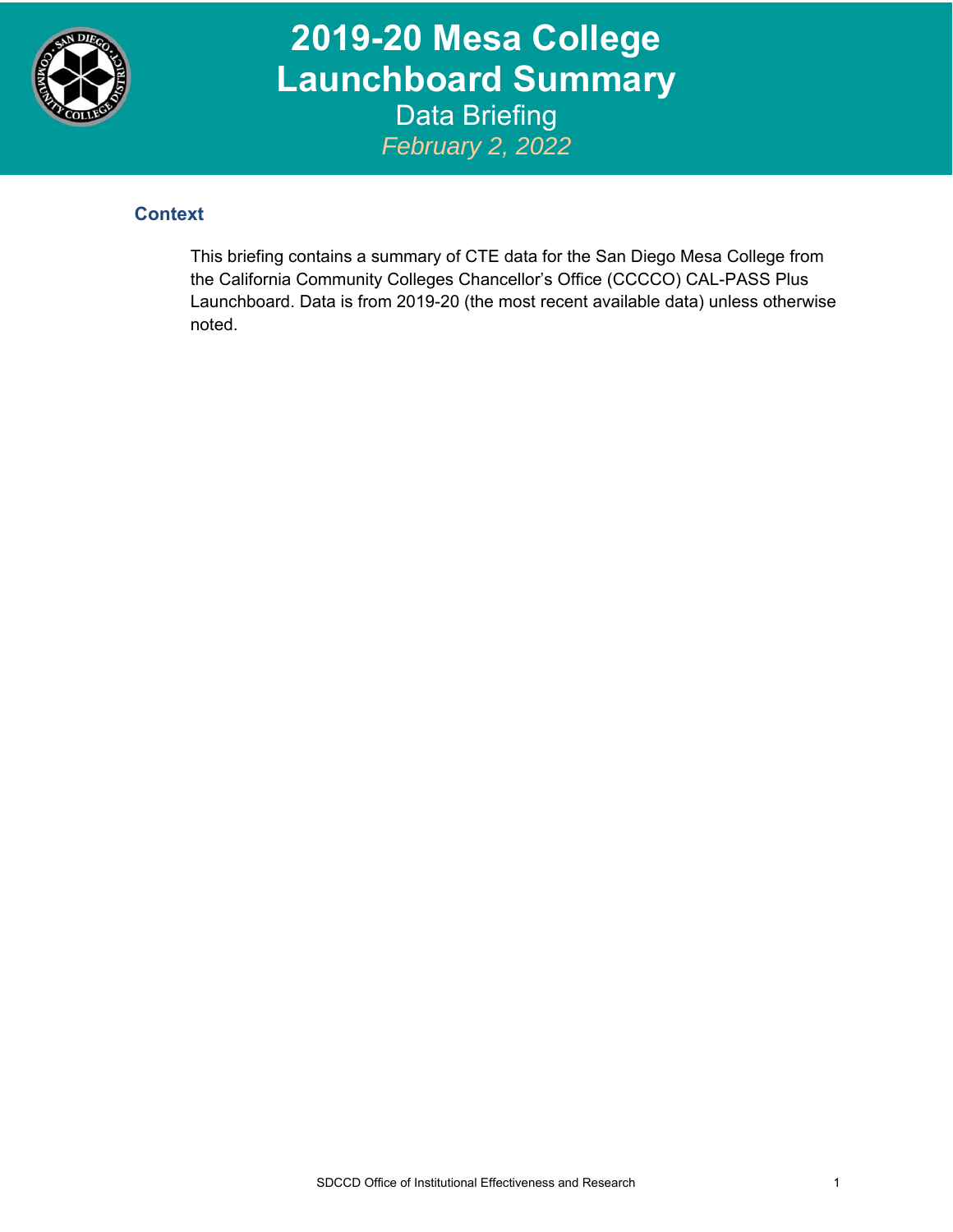# 2019-20 Mesa College Launchboard Summary

## Data Briefing

*February 2, 2022*

### Context

This briefing contains a summary of CTE data for the San Diego Mesa College from the California Community Colleges Chancellor's Office (CCCCO) CAL-PASS Plus Launchboard. Data is from 2019-20 (the most recent available data) unless otherwise noted.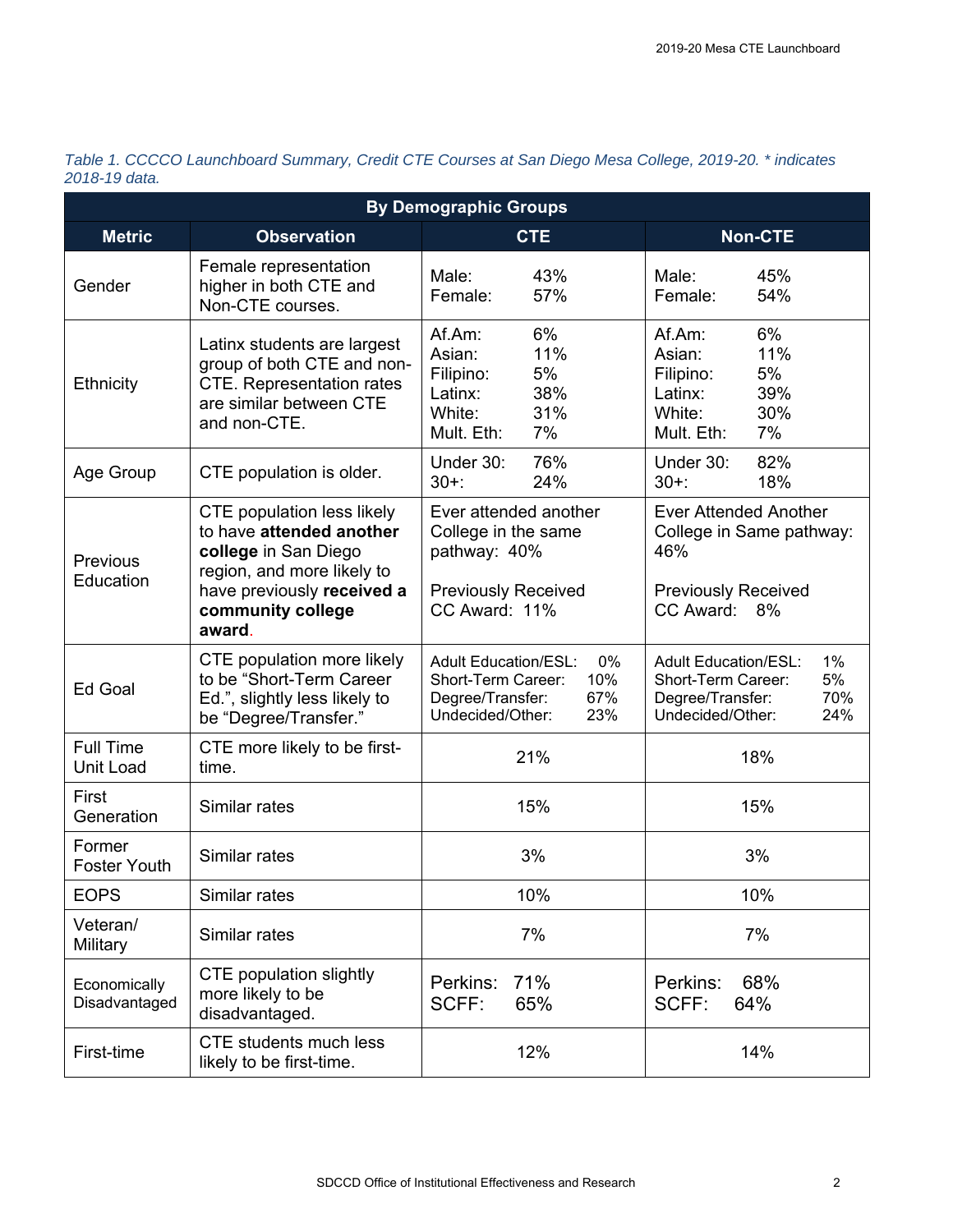*Table 1. CCCCO Launchboard Summary, Credit CTE Courses at San Diego Mesa College, 2019-20. \* indicates 2018-19 data.*

| By Demographic Groups | | | |
|---|---|---|---|
| **Metric** | **Observation** | **CTE** | **Non-CTE** |
| Gender | Female representation higher in both CTE and Non-CTE courses. | Male: 43%<br>Female: 57% | Male: 45%<br>Female: 54% |
| Ethnicity | Latinx students are largest group of both CTE and non-CTE. Representation rates are similar between CTE and non-CTE. | Af.Am: 6%<br>Asian: 11%<br>Filipino: 5%<br>Latinx: 38%<br>White: 31%<br>Mult. Eth: 7% | Af.Am: 6%<br>Asian: 11%<br>Filipino: 5%<br>Latinx: 39%<br>White: 30%<br>Mult. Eth: 7% |
| Age Group | CTE population is older. | Under 30: 76%<br>30+: 24% | Under 30: 82%<br>30+: 18% |
| Previous Education | CTE population less likely to have **attended another college** in San Diego region, and more likely to have previously **received a community college award**. | Ever attended another College in the same pathway: 40%<br><br>Previously Received CC Award: 11% | Ever Attended Another College in Same pathway: 46%<br><br>Previously Received CC Award: 8% |
| Ed Goal | CTE population more likely to be "Short-Term Career Ed.", slightly less likely to be "Degree/Transfer." | Adult Education/ESL: 0%<br>Short-Term Career: 10%<br>Degree/Transfer: 67%<br>Undecided/Other: 23% | Adult Education/ESL: 1%<br>Short-Term Career: 5%<br>Degree/Transfer: 70%<br>Undecided/Other: 24% |
| Full Time Unit Load | CTE more likely to be first-time. | 21% | 18% |
| First Generation | Similar rates | 15% | 15% |
| Former Foster Youth | Similar rates | 3% | 3% |
| EOPS | Similar rates | 10% | 10% |
| Veteran/ Military | Similar rates | 7% | 7% |
| Economically Disadvantaged | CTE population slightly more likely to be disadvantaged. | Perkins: 71%<br>SCFF: 65% | Perkins: 68%<br>SCFF: 64% |
| First-time | CTE students much less likely to be first-time. | 12% | 14% |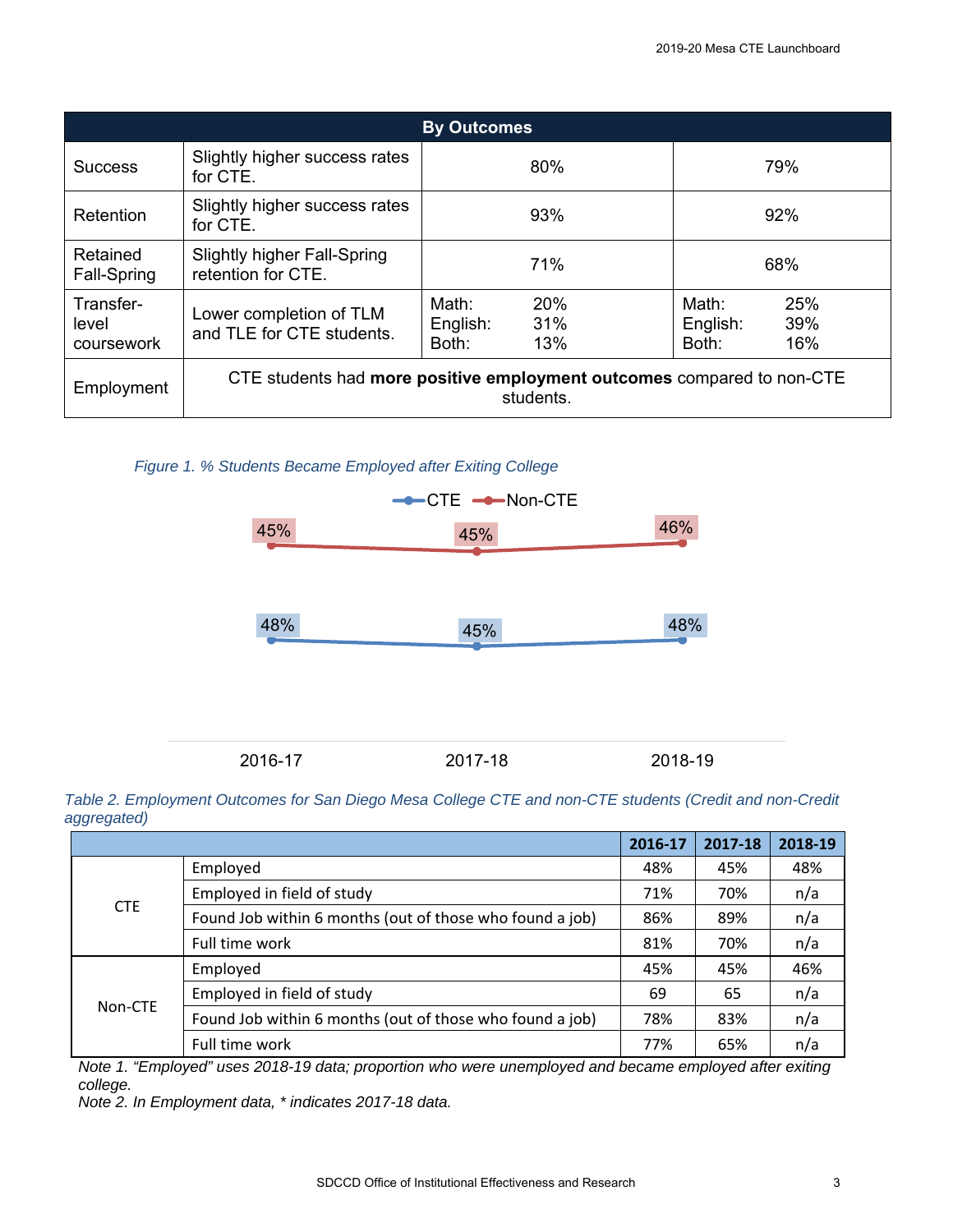| By Outcomes | | | |
|---|---|---|---|
| Success | Slightly higher success rates for CTE. | 80% | 79% |
| Retention | Slightly higher success rates for CTE. | 93% | 92% |
| Retained Fall-Spring | Slightly higher Fall-Spring retention for CTE. | 71% | 68% |
| Transfer-level coursework | Lower completion of TLM and TLE for CTE students. | Math: 20%<br>English: 31%<br>Both: 13% | Math: 25%<br>English: 39%<br>Both: 16% |
| Employment | CTE students had **more positive employment outcomes** compared to non-CTE students. | | |

*Figure 1. % Students Became Employed after Exiting College*

CTE
Non-CTE

45%
45%
46%

48%
45%
48%

2016-17
2017-18
2018-19

*Table 2. Employment Outcomes for San Diego Mesa College CTE and non-CTE students (Credit and non-Credit aggregated)*

| | | 2016-17 | 2017-18 | 2018-19 |
|---|---|---|---|---|
| CTE | Employed | 48% | 45% | 48% |
| | Employed in field of study | 71% | 70% | n/a |
| | Found Job within 6 months (out of those who found a job) | 86% | 89% | n/a |
| | Full time work | 81% | 70% | n/a |
| Non-CTE | Employed | 45% | 45% | 46% |
| | Employed in field of study | 69 | 65 | n/a |
| | Found Job within 6 months (out of those who found a job) | 78% | 83% | n/a |
| | Full time work | 77% | 65% | n/a |

*Note 1. "Employed" uses 2018-19 data; proportion who were unemployed and became employed after exiting college.*
*Note 2. In Employment data, * indicates 2017-18 data.*